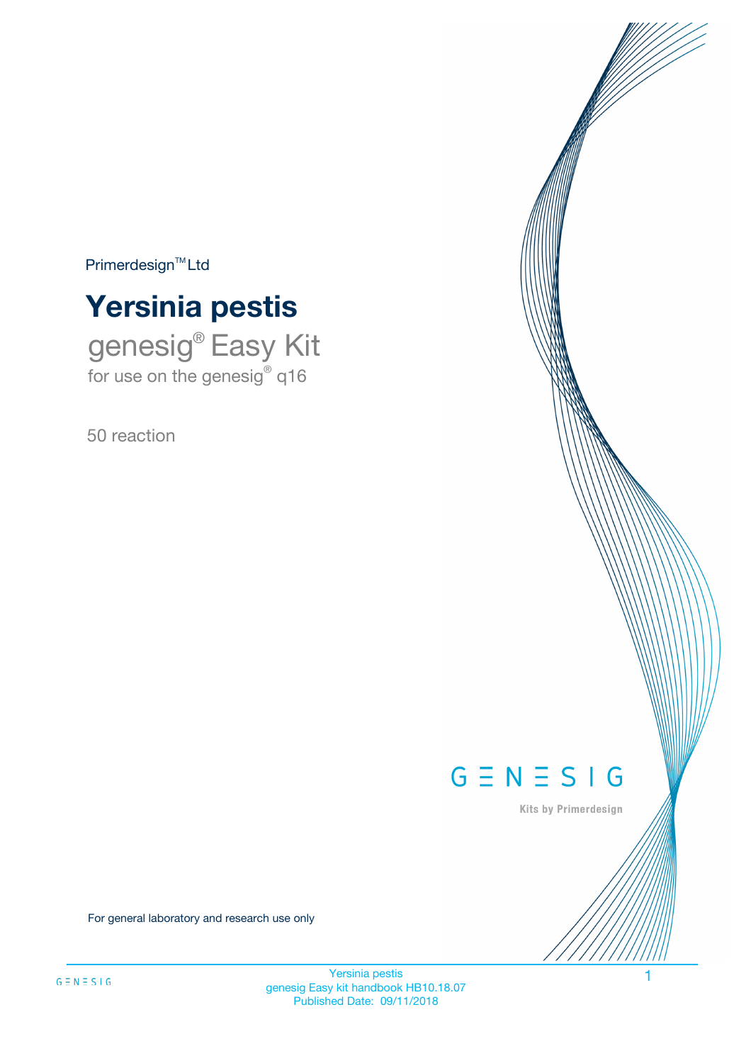Primerdesign™ Ltd

# Yersinia pestis

## genesig® Easy Kit

for use on the genesig® q16

50 reaction

GENESIG

Kits by Primerdesign

For general laboratory and research use only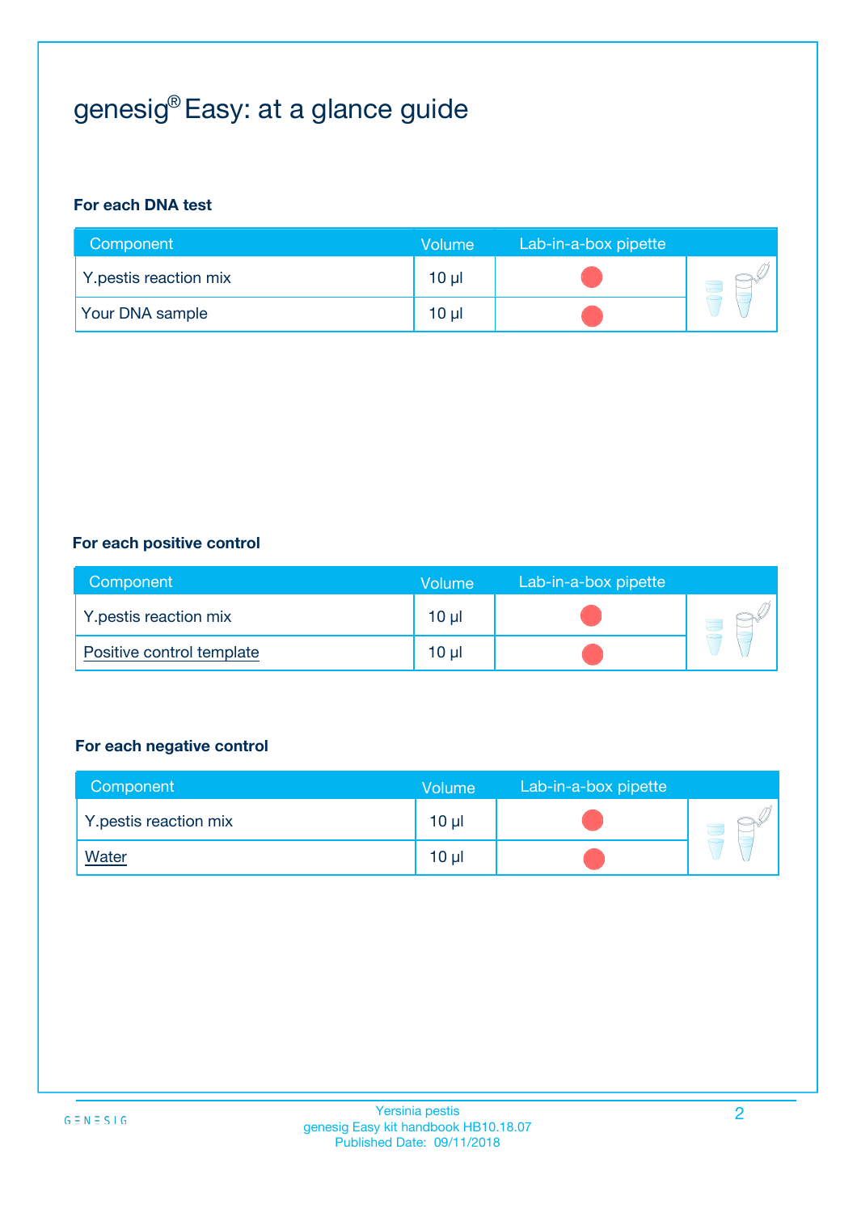# genesig® Easy: at a glance guide

**For each DNA test**

| Component | Volume | Lab-in-a-box pipette |
|---|---|---|
| Y.pestis reaction mix | 10 µl | |
| Your DNA sample | 10 µl | |

**For each positive control**

| Component | Volume | Lab-in-a-box pipette |
|---|---|---|
| Y.pestis reaction mix | 10 µl | |
| Positive control template | 10 µl | |

**For each negative control**

| Component | Volume | Lab-in-a-box pipette |
|---|---|---|
| Y.pestis reaction mix | 10 µl | |
| Water | 10 µl | |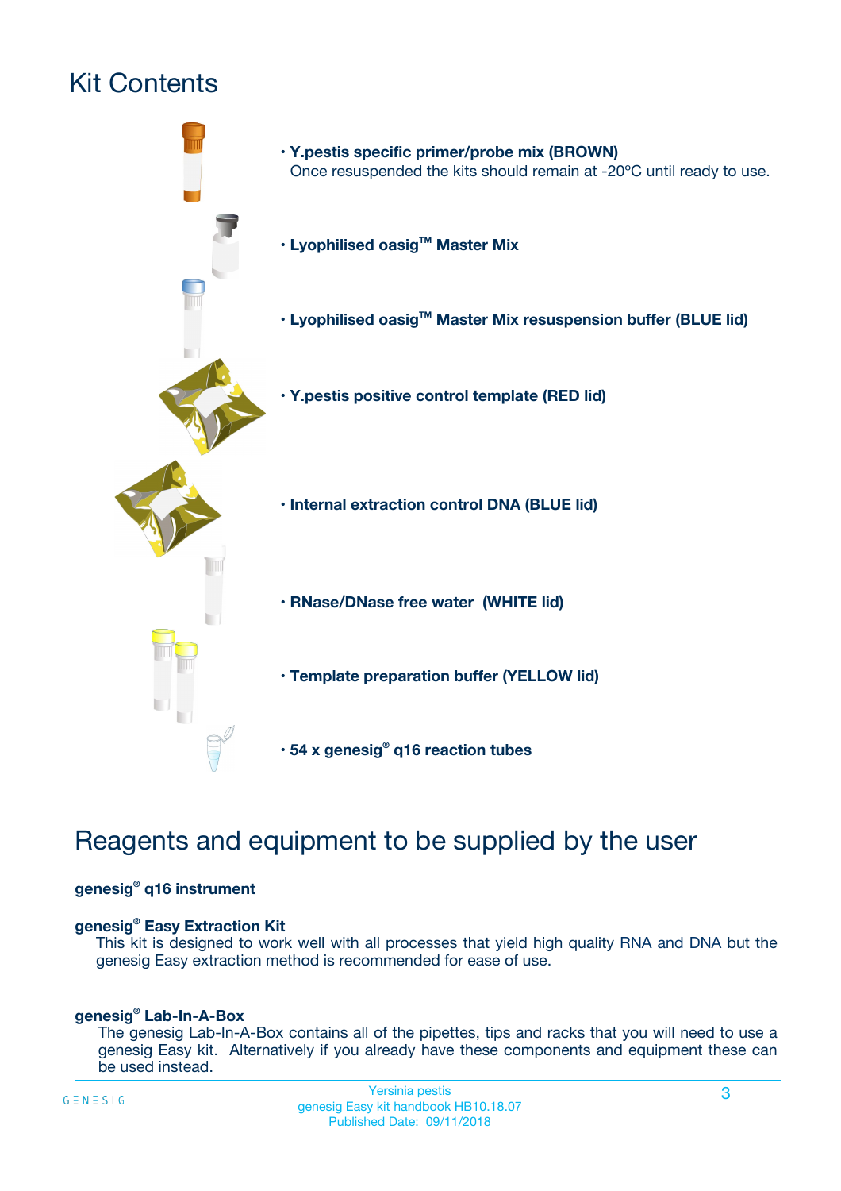# Kit Contents

- **Y.pestis specific primer/probe mix (BROWN)**
  Once resuspended the kits should remain at -20ºC until ready to use.
- **Lyophilised oasig™ Master Mix**
- **Lyophilised oasig™ Master Mix resuspension buffer (BLUE lid)**
- **Y.pestis positive control template (RED lid)**
- **Internal extraction control DNA (BLUE lid)**
- **RNase/DNase free water (WHITE lid)**
- **Template preparation buffer (YELLOW lid)**
- **54 x genesig® q16 reaction tubes**

# Reagents and equipment to be supplied by the user

**genesig® q16 instrument**

**genesig® Easy Extraction Kit**

This kit is designed to work well with all processes that yield high quality RNA and DNA but the genesig Easy extraction method is recommended for ease of use.

**genesig® Lab-In-A-Box**

The genesig Lab-In-A-Box contains all of the pipettes, tips and racks that you will need to use a genesig Easy kit. Alternatively if you already have these components and equipment these can be used instead.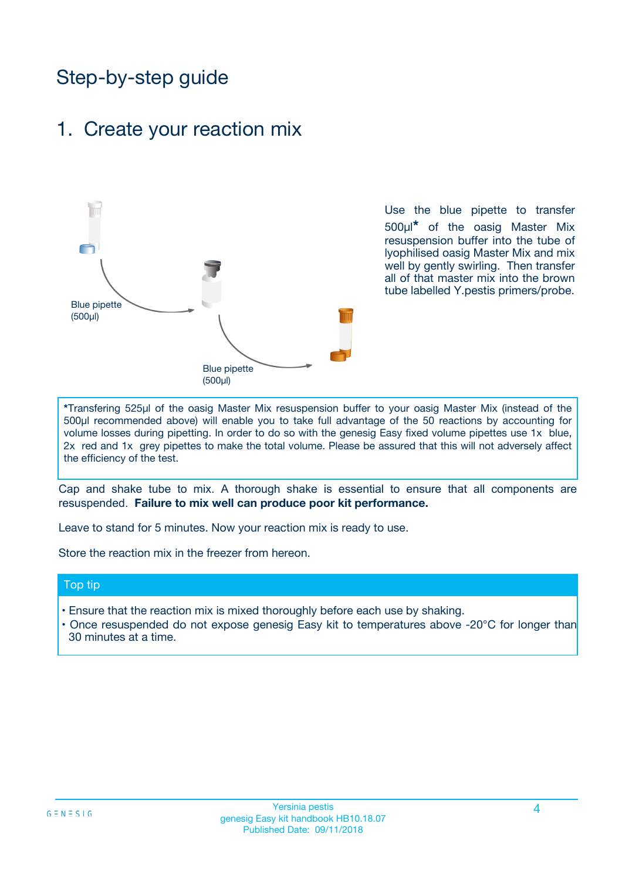# Step-by-step guide

## 1. Create your reaction mix

Blue pipette (500µl)

Blue pipette (500µl)

Use the blue pipette to transfer 500µl* of the oasig Master Mix resuspension buffer into the tube of lyophilised oasig Master Mix and mix well by gently swirling. Then transfer all of that master mix into the brown tube labelled Y.pestis primers/probe.

*Transfering 525µl of the oasig Master Mix resuspension buffer to your oasig Master Mix (instead of the 500µl recommended above) will enable you to take full advantage of the 50 reactions by accounting for volume losses during pipetting. In order to do so with the genesig Easy fixed volume pipettes use 1x blue, 2x red and 1x grey pipettes to make the total volume. Please be assured that this will not adversely affect the efficiency of the test.

Cap and shake tube to mix. A thorough shake is essential to ensure that all components are resuspended. **Failure to mix well can produce poor kit performance.**

Leave to stand for 5 minutes. Now your reaction mix is ready to use.

Store the reaction mix in the freezer from hereon.

### Top tip

- Ensure that the reaction mix is mixed thoroughly before each use by shaking.
- Once resuspended do not expose genesig Easy kit to temperatures above -20°C for longer than 30 minutes at a time.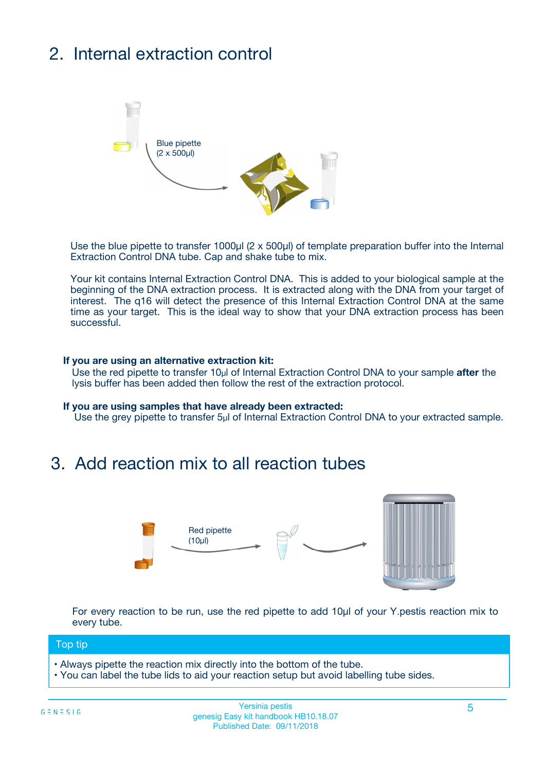## 2. Internal extraction control

Blue pipette
(2 x 500µl)

Use the blue pipette to transfer 1000µl (2 x 500µl) of template preparation buffer into the Internal Extraction Control DNA tube. Cap and shake tube to mix.

Your kit contains Internal Extraction Control DNA. This is added to your biological sample at the beginning of the DNA extraction process. It is extracted along with the DNA from your target of interest. The q16 will detect the presence of this Internal Extraction Control DNA at the same time as your target. This is the ideal way to show that your DNA extraction process has been successful.

**If you are using an alternative extraction kit:**
Use the red pipette to transfer 10µl of Internal Extraction Control DNA to your sample **after** the lysis buffer has been added then follow the rest of the extraction protocol.

**If you are using samples that have already been extracted:**
Use the grey pipette to transfer 5µl of Internal Extraction Control DNA to your extracted sample.

## 3. Add reaction mix to all reaction tubes

Red pipette
(10µl)

For every reaction to be run, use the red pipette to add 10µl of your Y.pestis reaction mix to every tube.

**Top tip**

- Always pipette the reaction mix directly into the bottom of the tube.
- You can label the tube lids to aid your reaction setup but avoid labelling tube sides.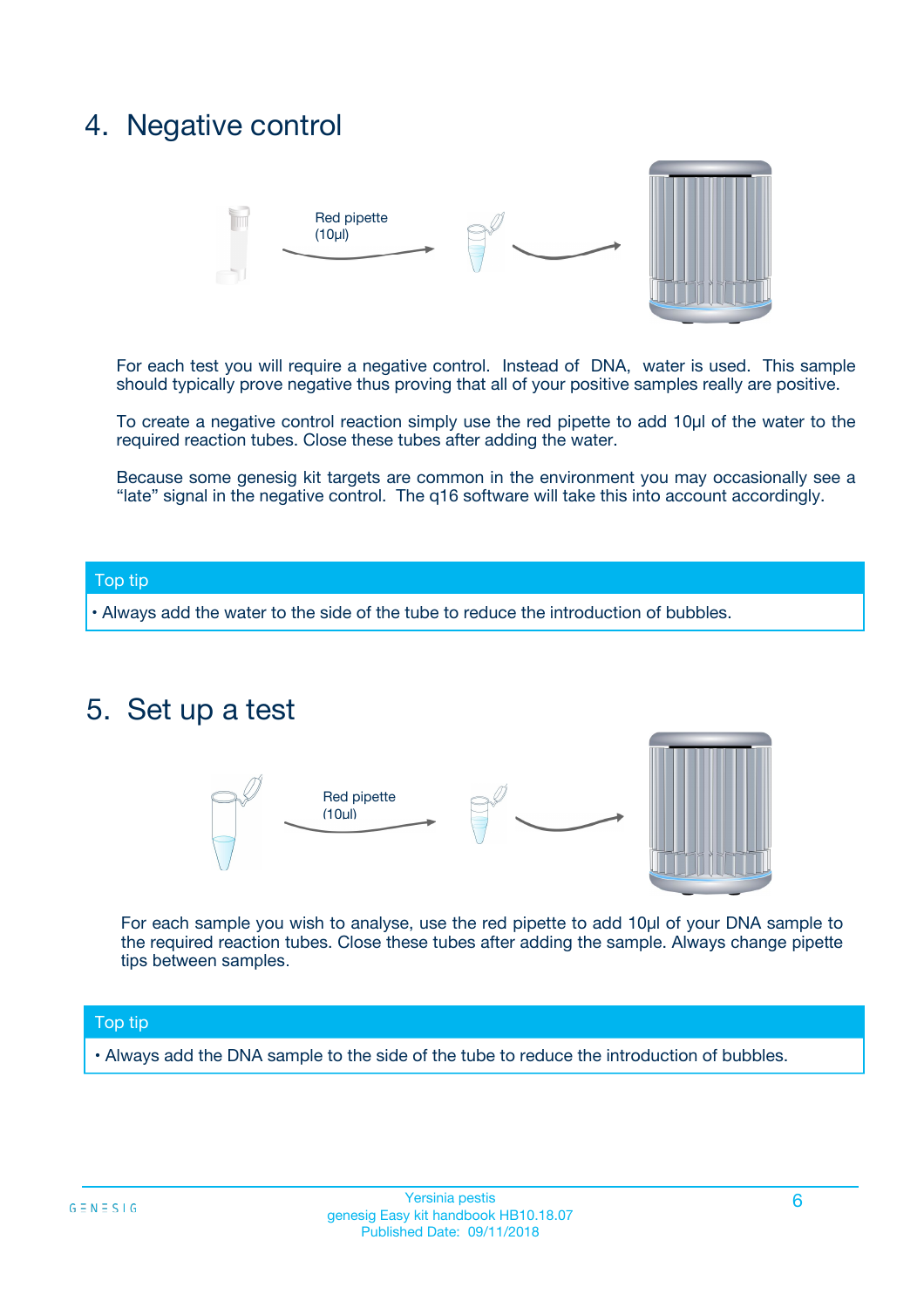## 4. Negative control

Red pipette (10µl)

For each test you will require a negative control. Instead of DNA, water is used. This sample should typically prove negative thus proving that all of your positive samples really are positive.

To create a negative control reaction simply use the red pipette to add 10µl of the water to the required reaction tubes. Close these tubes after adding the water.

Because some genesig kit targets are common in the environment you may occasionally see a "late" signal in the negative control. The q16 software will take this into account accordingly.

**Top tip**

- Always add the water to the side of the tube to reduce the introduction of bubbles.

## 5. Set up a test

Red pipette (10µl)

For each sample you wish to analyse, use the red pipette to add 10µl of your DNA sample to the required reaction tubes. Close these tubes after adding the sample. Always change pipette tips between samples.

**Top tip**

- Always add the DNA sample to the side of the tube to reduce the introduction of bubbles.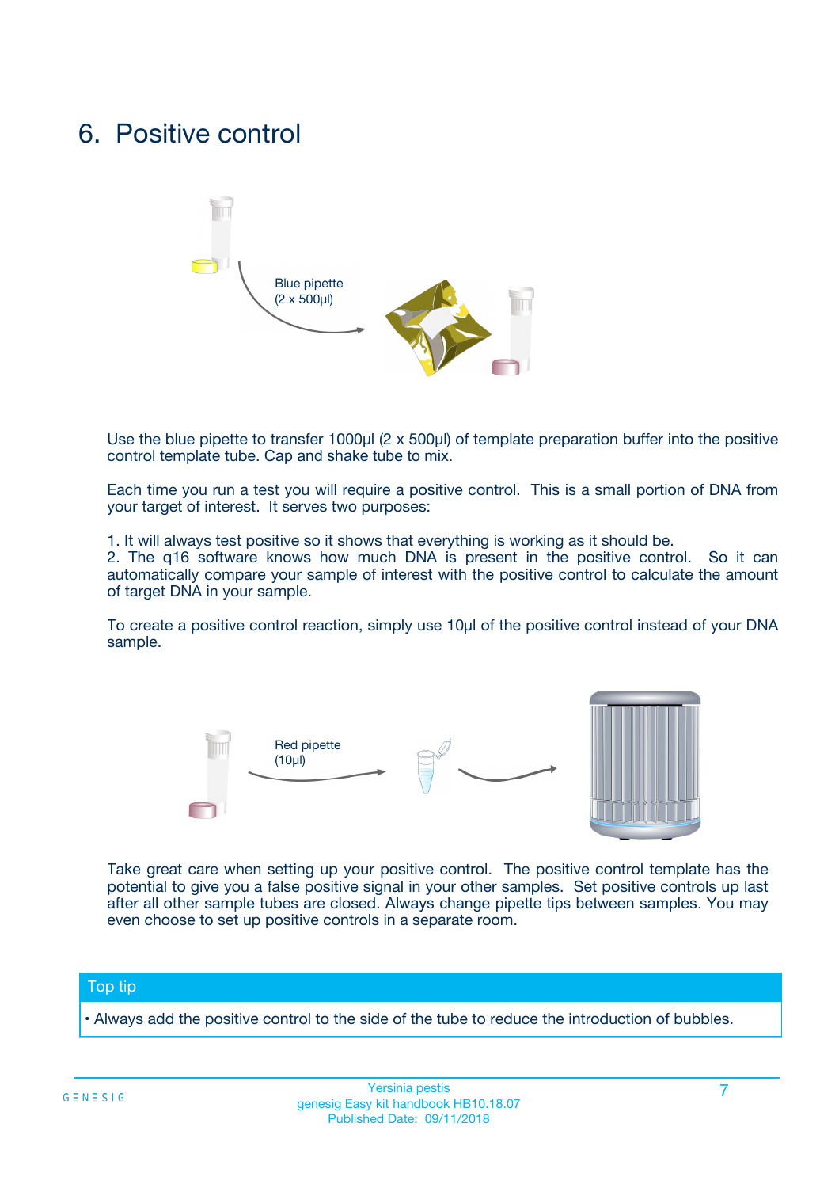# 6. Positive control

Blue pipette
(2 x 500µl)

Use the blue pipette to transfer 1000µl (2 x 500µl) of template preparation buffer into the positive control template tube. Cap and shake tube to mix.

Each time you run a test you will require a positive control. This is a small portion of DNA from your target of interest. It serves two purposes:

1. It will always test positive so it shows that everything is working as it should be.
2. The q16 software knows how much DNA is present in the positive control. So it can automatically compare your sample of interest with the positive control to calculate the amount of target DNA in your sample.

To create a positive control reaction, simply use 10µl of the positive control instead of your DNA sample.

Red pipette
(10µl)

Take great care when setting up your positive control. The positive control template has the potential to give you a false positive signal in your other samples. Set positive controls up last after all other sample tubes are closed. Always change pipette tips between samples. You may even choose to set up positive controls in a separate room.

**Top tip**

• Always add the positive control to the side of the tube to reduce the introduction of bubbles.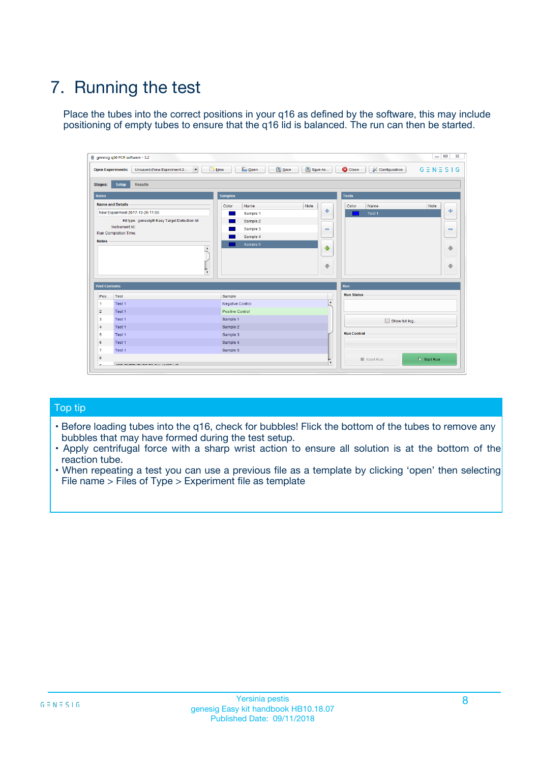# 7. Running the test

Place the tubes into the correct positions in your q16 as defined by the software, this may include positioning of empty tubes to ensure that the q16 lid is balanced. The run can then be started.

## Top tip

- Before loading tubes into the q16, check for bubbles! Flick the bottom of the tubes to remove any bubbles that may have formed during the test setup.
- Apply centrifugal force with a sharp wrist action to ensure all solution is at the bottom of the reaction tube.
- When repeating a test you can use a previous file as a template by clicking 'open' then selecting File name > Files of Type > Experiment file as template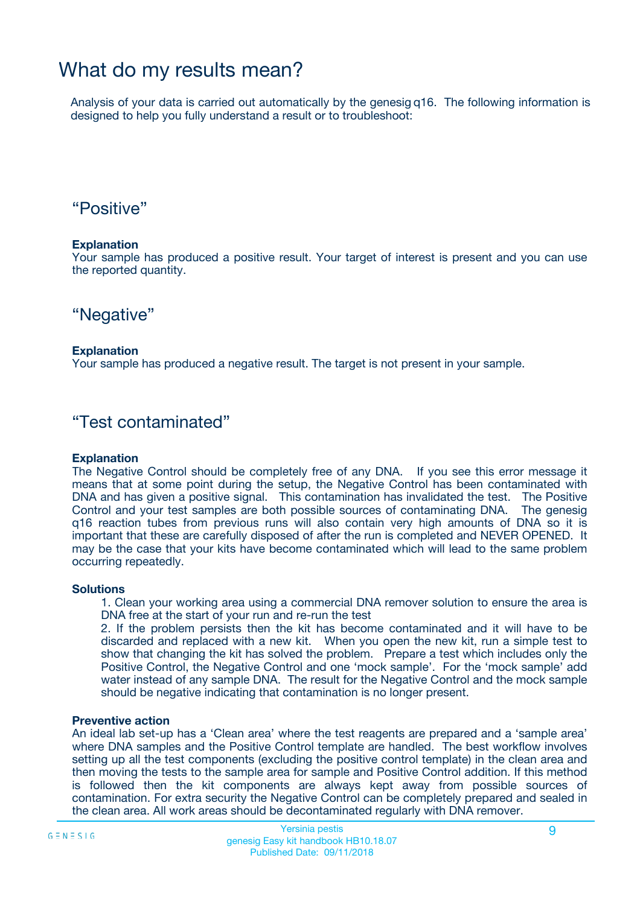# What do my results mean?

Analysis of your data is carried out automatically by the genesig q16. The following information is designed to help you fully understand a result or to troubleshoot:

## "Positive"

**Explanation**

Your sample has produced a positive result. Your target of interest is present and you can use the reported quantity.

## "Negative"

**Explanation**

Your sample has produced a negative result. The target is not present in your sample.

## "Test contaminated"

**Explanation**

The Negative Control should be completely free of any DNA. If you see this error message it means that at some point during the setup, the Negative Control has been contaminated with DNA and has given a positive signal. This contamination has invalidated the test. The Positive Control and your test samples are both possible sources of contaminating DNA. The genesig q16 reaction tubes from previous runs will also contain very high amounts of DNA so it is important that these are carefully disposed of after the run is completed and NEVER OPENED. It may be the case that your kits have become contaminated which will lead to the same problem occurring repeatedly.

**Solutions**

1. Clean your working area using a commercial DNA remover solution to ensure the area is DNA free at the start of your run and re-run the test
2. If the problem persists then the kit has become contaminated and it will have to be discarded and replaced with a new kit. When you open the new kit, run a simple test to show that changing the kit has solved the problem. Prepare a test which includes only the Positive Control, the Negative Control and one 'mock sample'. For the 'mock sample' add water instead of any sample DNA. The result for the Negative Control and the mock sample should be negative indicating that contamination is no longer present.

**Preventive action**

An ideal lab set-up has a 'Clean area' where the test reagents are prepared and a 'sample area' where DNA samples and the Positive Control template are handled. The best workflow involves setting up all the test components (excluding the positive control template) in the clean area and then moving the tests to the sample area for sample and Positive Control addition. If this method is followed then the kit components are always kept away from possible sources of contamination. For extra security the Negative Control can be completely prepared and sealed in the clean area. All work areas should be decontaminated regularly with DNA remover.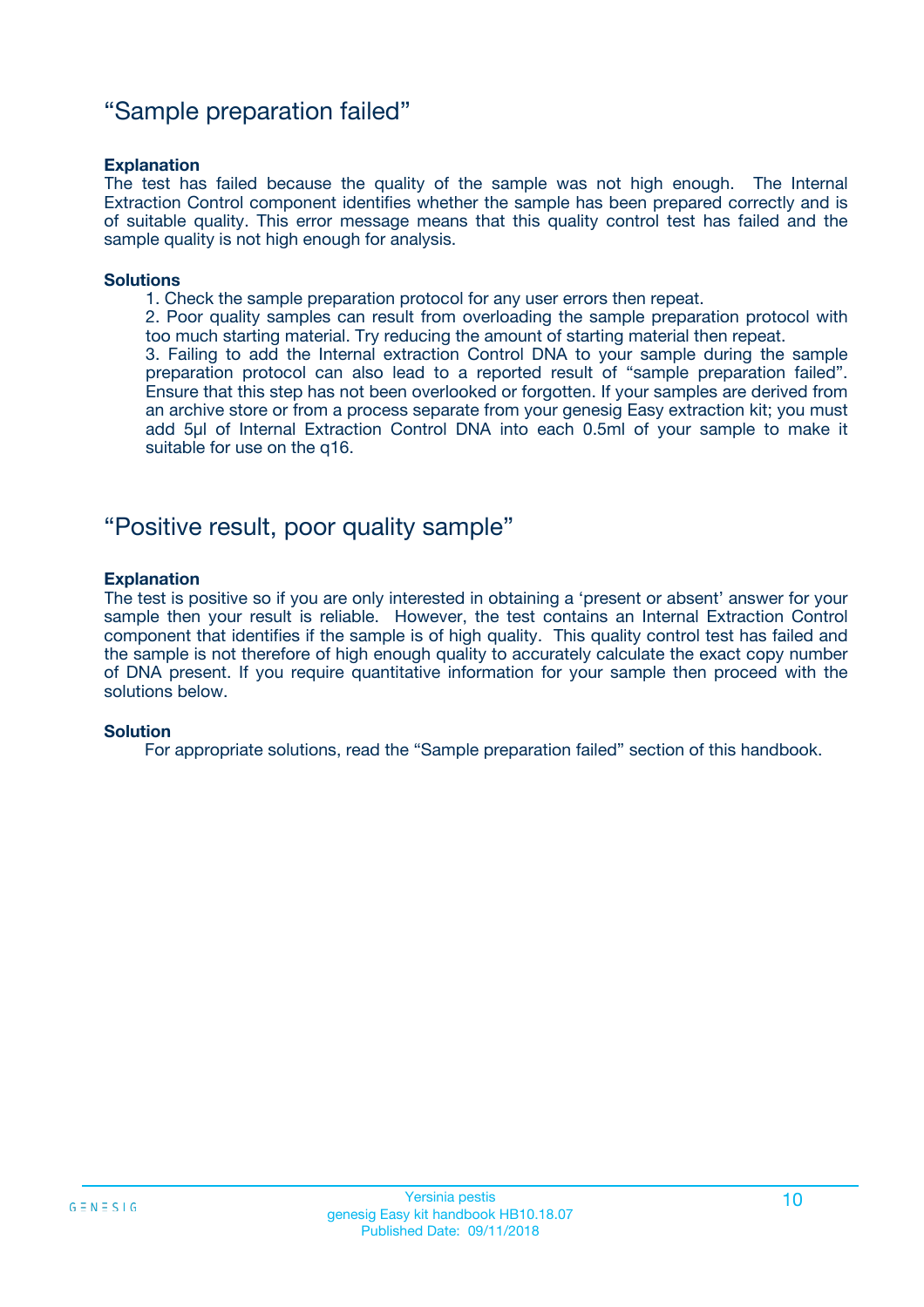## "Sample preparation failed"

**Explanation**

The test has failed because the quality of the sample was not high enough. The Internal Extraction Control component identifies whether the sample has been prepared correctly and is of suitable quality. This error message means that this quality control test has failed and the sample quality is not high enough for analysis.

**Solutions**

1. Check the sample preparation protocol for any user errors then repeat.
2. Poor quality samples can result from overloading the sample preparation protocol with too much starting material. Try reducing the amount of starting material then repeat.
3. Failing to add the Internal extraction Control DNA to your sample during the sample preparation protocol can also lead to a reported result of "sample preparation failed". Ensure that this step has not been overlooked or forgotten. If your samples are derived from an archive store or from a process separate from your genesig Easy extraction kit; you must add 5µl of Internal Extraction Control DNA into each 0.5ml of your sample to make it suitable for use on the q16.

## "Positive result, poor quality sample"

**Explanation**

The test is positive so if you are only interested in obtaining a 'present or absent' answer for your sample then your result is reliable. However, the test contains an Internal Extraction Control component that identifies if the sample is of high quality. This quality control test has failed and the sample is not therefore of high enough quality to accurately calculate the exact copy number of DNA present. If you require quantitative information for your sample then proceed with the solutions below.

**Solution**

For appropriate solutions, read the "Sample preparation failed" section of this handbook.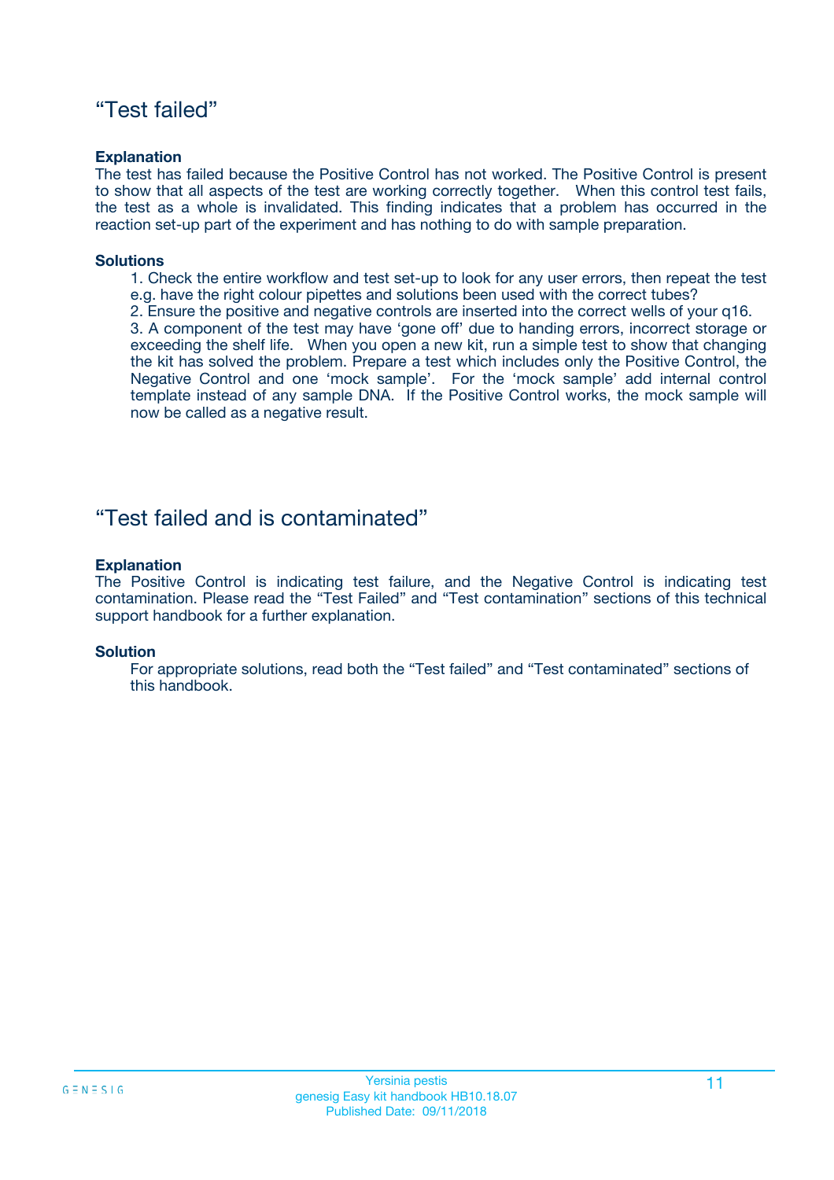## “Test failed”

**Explanation**

The test has failed because the Positive Control has not worked. The Positive Control is present to show that all aspects of the test are working correctly together. When this control test fails, the test as a whole is invalidated. This finding indicates that a problem has occurred in the reaction set-up part of the experiment and has nothing to do with sample preparation.

**Solutions**

1. Check the entire workflow and test set-up to look for any user errors, then repeat the test e.g. have the right colour pipettes and solutions been used with the correct tubes?
2. Ensure the positive and negative controls are inserted into the correct wells of your q16.
3. A component of the test may have ‘gone off’ due to handing errors, incorrect storage or exceeding the shelf life. When you open a new kit, run a simple test to show that changing the kit has solved the problem. Prepare a test which includes only the Positive Control, the Negative Control and one ‘mock sample’. For the ‘mock sample’ add internal control template instead of any sample DNA. If the Positive Control works, the mock sample will now be called as a negative result.

## “Test failed and is contaminated”

**Explanation**

The Positive Control is indicating test failure, and the Negative Control is indicating test contamination. Please read the “Test Failed” and “Test contamination” sections of this technical support handbook for a further explanation.

**Solution**

For appropriate solutions, read both the “Test failed” and “Test contaminated” sections of this handbook.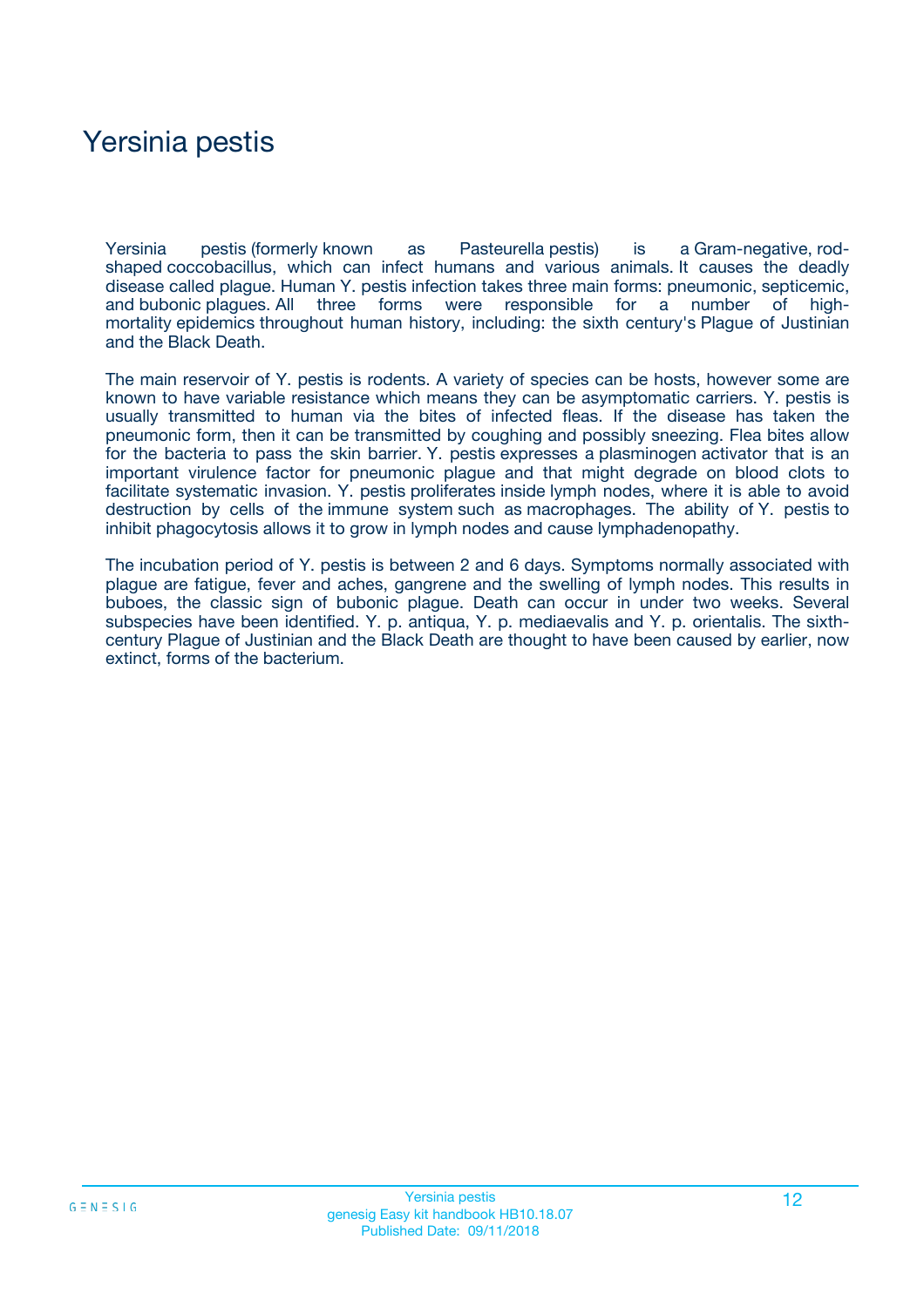# Yersinia pestis

Yersinia pestis (formerly known as Pasteurella pestis) is a Gram-negative, rod-shaped coccobacillus, which can infect humans and various animals. It causes the deadly disease called plague. Human Y. pestis infection takes three main forms: pneumonic, septicemic, and bubonic plagues. All three forms were responsible for a number of high-mortality epidemics throughout human history, including: the sixth century's Plague of Justinian and the Black Death.

The main reservoir of Y. pestis is rodents. A variety of species can be hosts, however some are known to have variable resistance which means they can be asymptomatic carriers. Y. pestis is usually transmitted to human via the bites of infected fleas. If the disease has taken the pneumonic form, then it can be transmitted by coughing and possibly sneezing. Flea bites allow for the bacteria to pass the skin barrier. Y. pestis expresses a plasminogen activator that is an important virulence factor for pneumonic plague and that might degrade on blood clots to facilitate systematic invasion. Y. pestis proliferates inside lymph nodes, where it is able to avoid destruction by cells of the immune system such as macrophages. The ability of Y. pestis to inhibit phagocytosis allows it to grow in lymph nodes and cause lymphadenopathy.

The incubation period of Y. pestis is between 2 and 6 days. Symptoms normally associated with plague are fatigue, fever and aches, gangrene and the swelling of lymph nodes. This results in buboes, the classic sign of bubonic plague. Death can occur in under two weeks. Several subspecies have been identified. Y. p. antiqua, Y. p. mediaevalis and Y. p. orientalis. The sixth-century Plague of Justinian and the Black Death are thought to have been caused by earlier, now extinct, forms of the bacterium.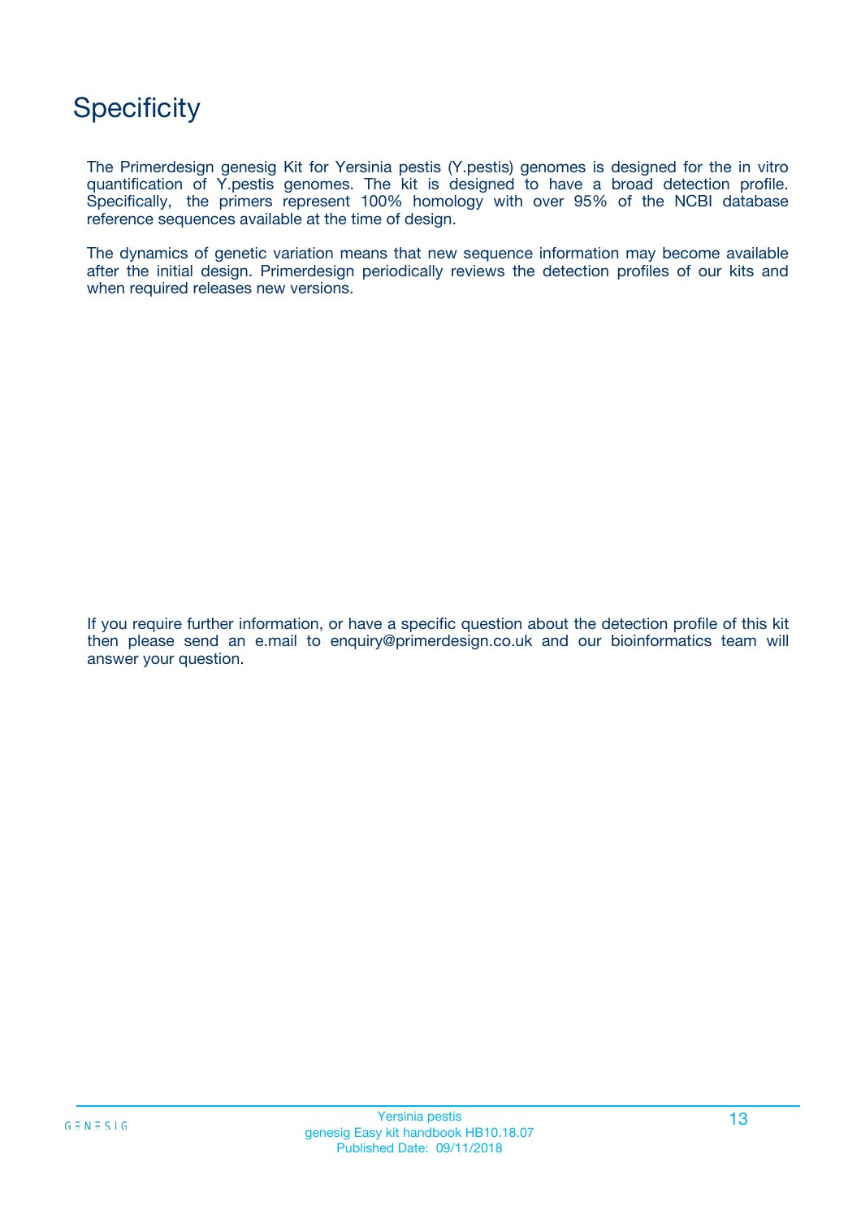# Specificity

The Primerdesign genesig Kit for Yersinia pestis (Y.pestis) genomes is designed for the in vitro quantification of Y.pestis genomes. The kit is designed to have a broad detection profile. Specifically, the primers represent 100% homology with over 95% of the NCBI database reference sequences available at the time of design.

The dynamics of genetic variation means that new sequence information may become available after the initial design. Primerdesign periodically reviews the detection profiles of our kits and when required releases new versions.

If you require further information, or have a specific question about the detection profile of this kit then please send an e.mail to enquiry@primerdesign.co.uk and our bioinformatics team will answer your question.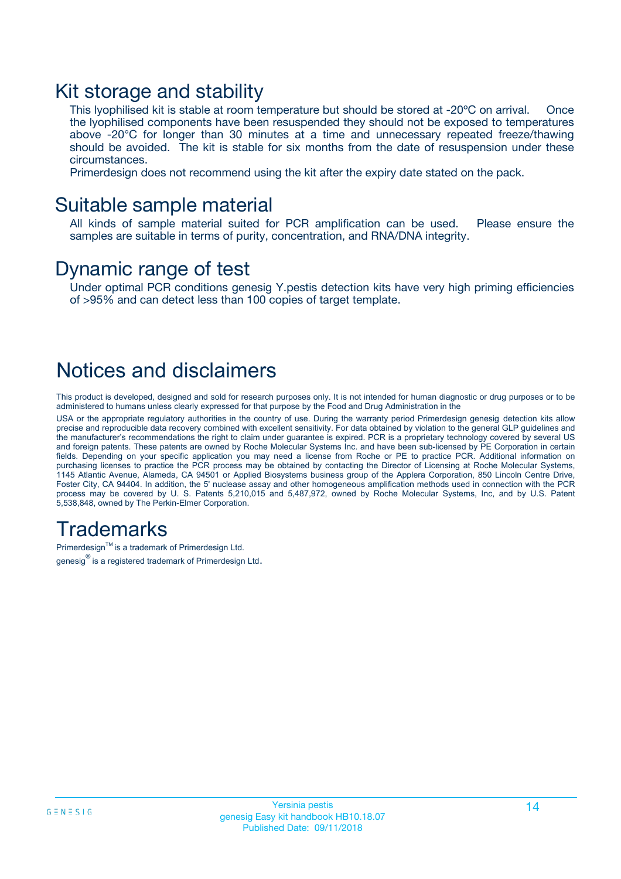## Kit storage and stability

This lyophilised kit is stable at room temperature but should be stored at -20ºC on arrival. Once the lyophilised components have been resuspended they should not be exposed to temperatures above -20°C for longer than 30 minutes at a time and unnecessary repeated freeze/thawing should be avoided. The kit is stable for six months from the date of resuspension under these circumstances.

Primerdesign does not recommend using the kit after the expiry date stated on the pack.

## Suitable sample material

All kinds of sample material suited for PCR amplification can be used. Please ensure the samples are suitable in terms of purity, concentration, and RNA/DNA integrity.

## Dynamic range of test

Under optimal PCR conditions genesig Y.pestis detection kits have very high priming efficiencies of >95% and can detect less than 100 copies of target template.

# Notices and disclaimers

This product is developed, designed and sold for research purposes only. It is not intended for human diagnostic or drug purposes or to be administered to humans unless clearly expressed for that purpose by the Food and Drug Administration in the

USA or the appropriate regulatory authorities in the country of use. During the warranty period Primerdesign genesig detection kits allow precise and reproducible data recovery combined with excellent sensitivity. For data obtained by violation to the general GLP guidelines and the manufacturer's recommendations the right to claim under guarantee is expired. PCR is a proprietary technology covered by several US and foreign patents. These patents are owned by Roche Molecular Systems Inc. and have been sub-licensed by PE Corporation in certain fields. Depending on your specific application you may need a license from Roche or PE to practice PCR. Additional information on purchasing licenses to practice the PCR process may be obtained by contacting the Director of Licensing at Roche Molecular Systems, 1145 Atlantic Avenue, Alameda, CA 94501 or Applied Biosystems business group of the Applera Corporation, 850 Lincoln Centre Drive, Foster City, CA 94404. In addition, the 5' nuclease assay and other homogeneous amplification methods used in connection with the PCR process may be covered by U. S. Patents 5,210,015 and 5,487,972, owned by Roche Molecular Systems, Inc, and by U.S. Patent 5,538,848, owned by The Perkin-Elmer Corporation.

# Trademarks

Primerdesign™ is a trademark of Primerdesign Ltd.

genesig® is a registered trademark of Primerdesign Ltd.